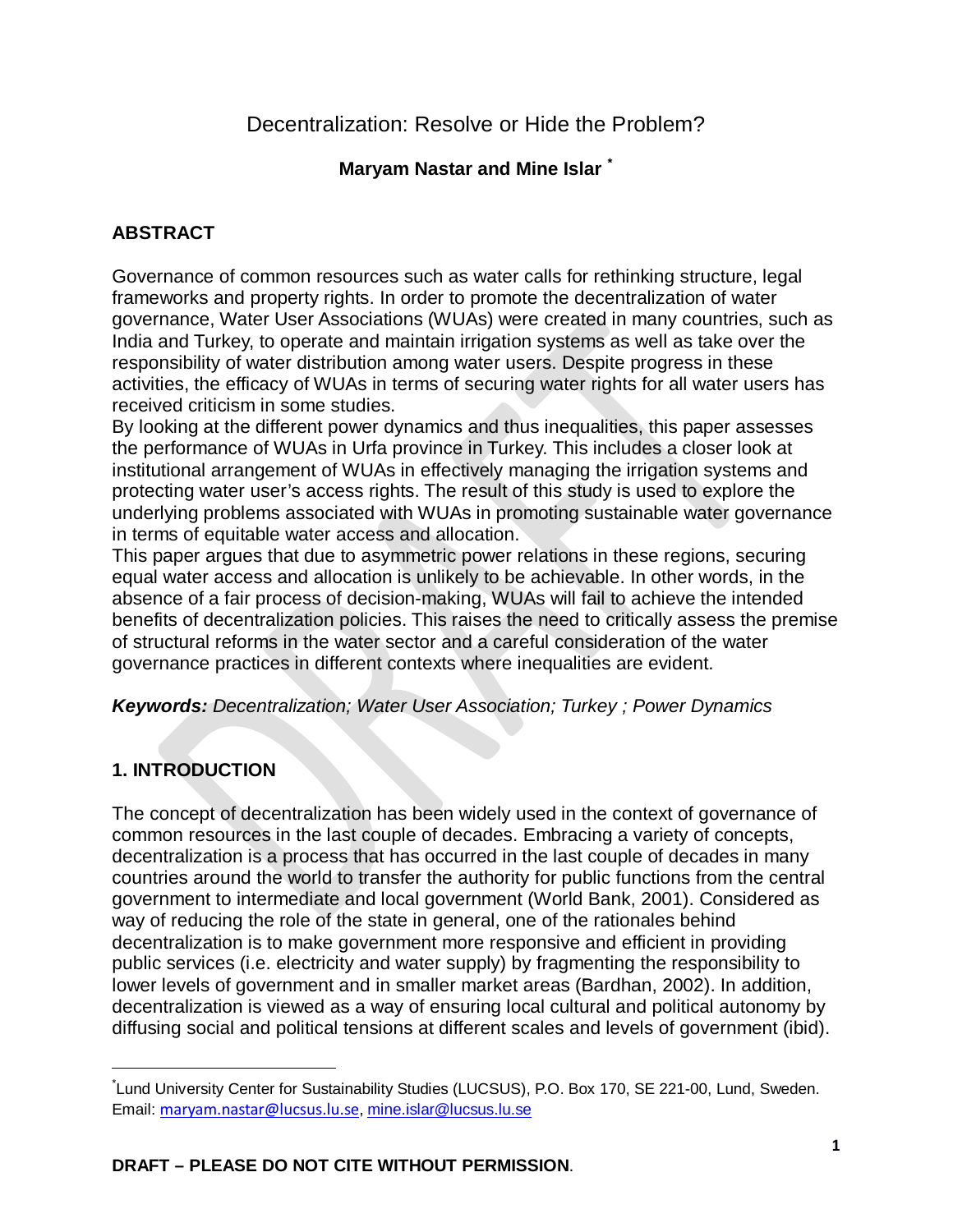# Decentralization: Resolve or Hide the Problem?

**Maryam Nastar and Mine Islar [*]**

## ABSTRACT

Governance of common resources such as water calls for rethinking structure, legal frameworks and property rights. In order to promote the decentralization of water governance, Water User Associations (WUAs) were created in many countries, such as India and Turkey, to operate and maintain irrigation systems as well as take over the responsibility of water distribution among water users. Despite progress in these activities, the efficacy of WUAs in terms of securing water rights for all water users has received criticism in some studies.

By looking at the different power dynamics and thus inequalities, this paper assesses the performance of WUAs in Urfa province in Turkey. This includes a closer look at institutional arrangement of WUAs in effectively managing the irrigation systems and protecting water user's access rights. The result of this study is used to explore the underlying problems associated with WUAs in promoting sustainable water governance in terms of equitable water access and allocation.

This paper argues that due to asymmetric power relations in these regions, securing equal water access and allocation is unlikely to be achievable. In other words, in the absence of a fair process of decision-making, WUAs will fail to achieve the intended benefits of decentralization policies. This raises the need to critically assess the premise of structural reforms in the water sector and a careful consideration of the water governance practices in different contexts where inequalities are evident.

***Keywords:*** *Decentralization; Water User Association; Turkey ; Power Dynamics*

## 1. INTRODUCTION

The concept of decentralization has been widely used in the context of governance of common resources in the last couple of decades. Embracing a variety of concepts, decentralization is a process that has occurred in the last couple of decades in many countries around the world to transfer the authority for public functions from the central government to intermediate and local government (World Bank, 2001). Considered as way of reducing the role of the state in general, one of the rationales behind decentralization is to make government more responsive and efficient in providing public services (i.e. electricity and water supply) by fragmenting the responsibility to lower levels of government and in smaller market areas (Bardhan, 2002). In addition, decentralization is viewed as a way of ensuring local cultural and political autonomy by diffusing social and political tensions at different scales and levels of government (ibid).

[*] Lund University Center for Sustainability Studies (LUCSUS), P.O. Box 170, SE 221-00, Lund, Sweden. Email: maryam.nastar@lucsus.lu.se, mine.islar@lucsus.lu.se

**DRAFT – PLEASE DO NOT CITE WITHOUT PERMISSION**.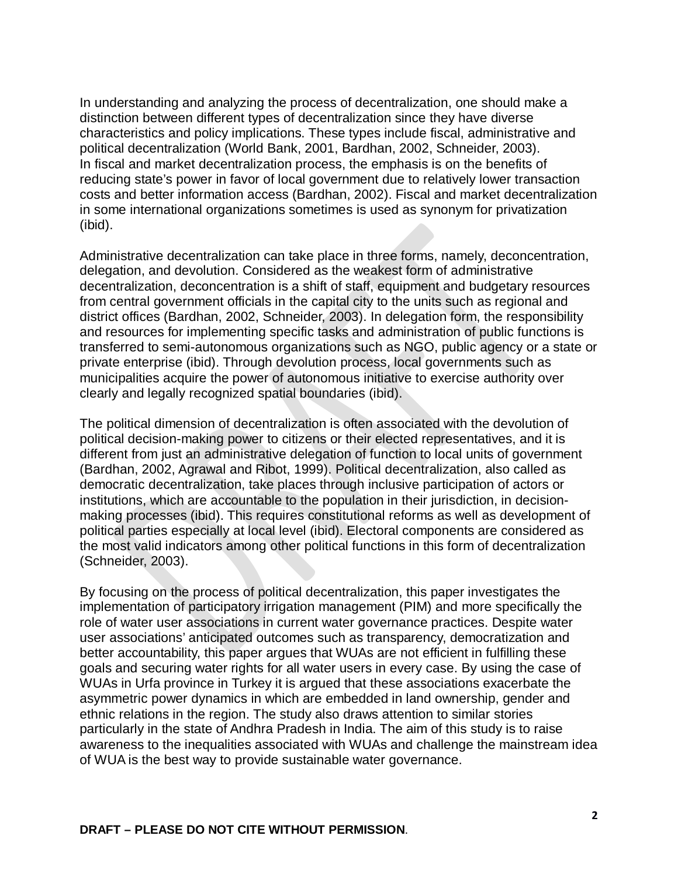In understanding and analyzing the process of decentralization, one should make a distinction between different types of decentralization since they have diverse characteristics and policy implications. These types include fiscal, administrative and political decentralization (World Bank, 2001, Bardhan, 2002, Schneider, 2003). In fiscal and market decentralization process, the emphasis is on the benefits of reducing state's power in favor of local government due to relatively lower transaction costs and better information access (Bardhan, 2002). Fiscal and market decentralization in some international organizations sometimes is used as synonym for privatization (ibid).

Administrative decentralization can take place in three forms, namely, deconcentration, delegation, and devolution. Considered as the weakest form of administrative decentralization, deconcentration is a shift of staff, equipment and budgetary resources from central government officials in the capital city to the units such as regional and district offices (Bardhan, 2002, Schneider, 2003). In delegation form, the responsibility and resources for implementing specific tasks and administration of public functions is transferred to semi-autonomous organizations such as NGO, public agency or a state or private enterprise (ibid). Through devolution process, local governments such as municipalities acquire the power of autonomous initiative to exercise authority over clearly and legally recognized spatial boundaries (ibid).

The political dimension of decentralization is often associated with the devolution of political decision-making power to citizens or their elected representatives, and it is different from just an administrative delegation of function to local units of government (Bardhan, 2002, Agrawal and Ribot, 1999). Political decentralization, also called as democratic decentralization, take places through inclusive participation of actors or institutions, which are accountable to the population in their jurisdiction, in decision-making processes (ibid). This requires constitutional reforms as well as development of political parties especially at local level (ibid). Electoral components are considered as the most valid indicators among other political functions in this form of decentralization (Schneider, 2003).

By focusing on the process of political decentralization, this paper investigates the implementation of participatory irrigation management (PIM) and more specifically the role of water user associations in current water governance practices. Despite water user associations' anticipated outcomes such as transparency, democratization and better accountability, this paper argues that WUAs are not efficient in fulfilling these goals and securing water rights for all water users in every case. By using the case of WUAs in Urfa province in Turkey it is argued that these associations exacerbate the asymmetric power dynamics in which are embedded in land ownership, gender and ethnic relations in the region. The study also draws attention to similar stories particularly in the state of Andhra Pradesh in India. The aim of this study is to raise awareness to the inequalities associated with WUAs and challenge the mainstream idea of WUA is the best way to provide sustainable water governance.

**DRAFT – PLEASE DO NOT CITE WITHOUT PERMISSION**.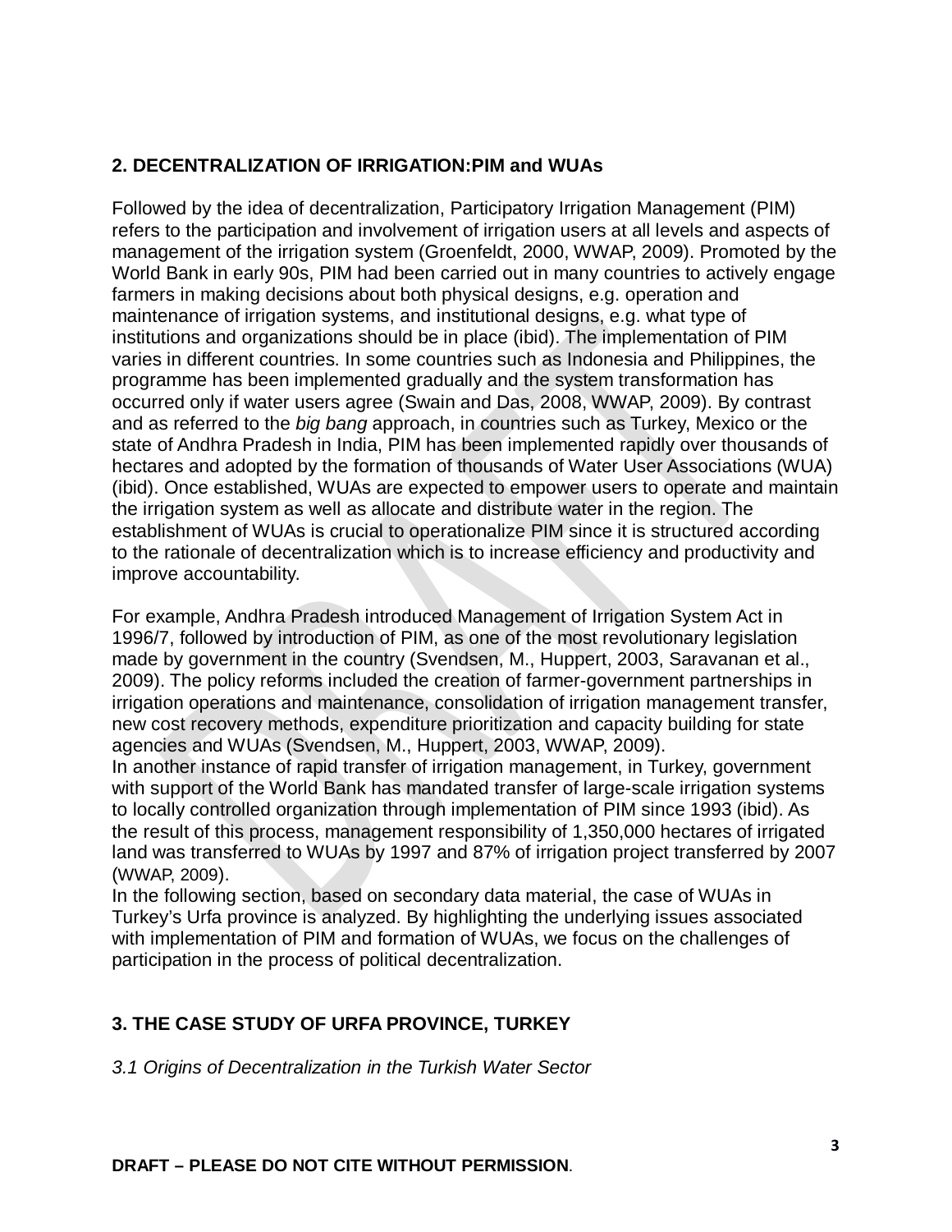## 2. DECENTRALIZATION OF IRRIGATION:PIM and WUAs

Followed by the idea of decentralization, Participatory Irrigation Management (PIM) refers to the participation and involvement of irrigation users at all levels and aspects of management of the irrigation system (Groenfeldt, 2000, WWAP, 2009). Promoted by the World Bank in early 90s, PIM had been carried out in many countries to actively engage farmers in making decisions about both physical designs, e.g. operation and maintenance of irrigation systems, and institutional designs, e.g. what type of institutions and organizations should be in place (ibid). The implementation of PIM varies in different countries. In some countries such as Indonesia and Philippines, the programme has been implemented gradually and the system transformation has occurred only if water users agree (Swain and Das, 2008, WWAP, 2009). By contrast and as referred to the *big bang* approach, in countries such as Turkey, Mexico or the state of Andhra Pradesh in India, PIM has been implemented rapidly over thousands of hectares and adopted by the formation of thousands of Water User Associations (WUA) (ibid). Once established, WUAs are expected to empower users to operate and maintain the irrigation system as well as allocate and distribute water in the region. The establishment of WUAs is crucial to operationalize PIM since it is structured according to the rationale of decentralization which is to increase efficiency and productivity and improve accountability.

For example, Andhra Pradesh introduced Management of Irrigation System Act in 1996/7, followed by introduction of PIM, as one of the most revolutionary legislation made by government in the country (Svendsen, M., Huppert, 2003, Saravanan et al., 2009). The policy reforms included the creation of farmer-government partnerships in irrigation operations and maintenance, consolidation of irrigation management transfer, new cost recovery methods, expenditure prioritization and capacity building for state agencies and WUAs (Svendsen, M., Huppert, 2003, WWAP, 2009).

In another instance of rapid transfer of irrigation management, in Turkey, government with support of the World Bank has mandated transfer of large-scale irrigation systems to locally controlled organization through implementation of PIM since 1993 (ibid). As the result of this process, management responsibility of 1,350,000 hectares of irrigated land was transferred to WUAs by 1997 and 87% of irrigation project transferred by 2007 (WWAP, 2009).

In the following section, based on secondary data material, the case of WUAs in Turkey's Urfa province is analyzed. By highlighting the underlying issues associated with implementation of PIM and formation of WUAs, we focus on the challenges of participation in the process of political decentralization.

## 3. THE CASE STUDY OF URFA PROVINCE, TURKEY

### *3.1 Origins of Decentralization in the Turkish Water Sector*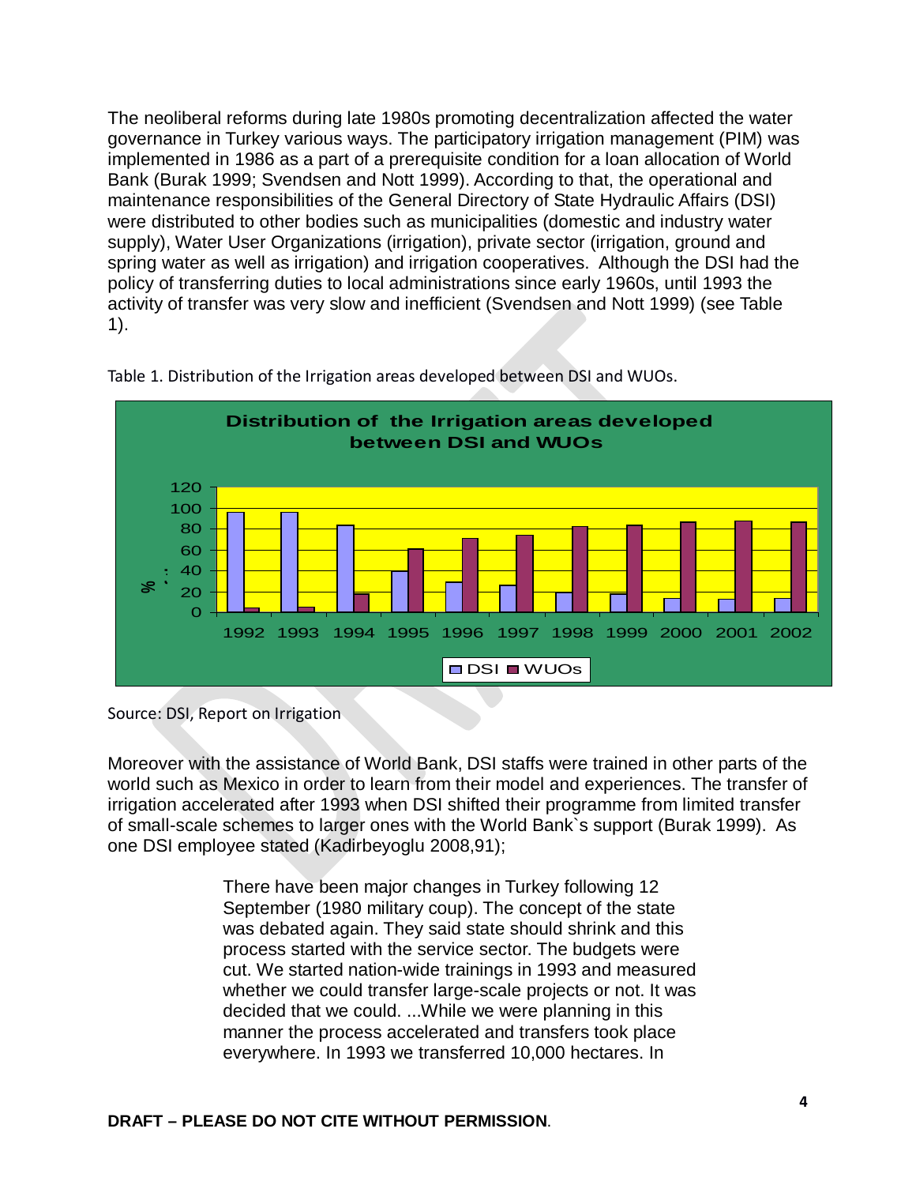The neoliberal reforms during late 1980s promoting decentralization affected the water governance in Turkey various ways. The participatory irrigation management (PIM) was implemented in 1986 as a part of a prerequisite condition for a loan allocation of World Bank (Burak 1999; Svendsen and Nott 1999). According to that, the operational and maintenance responsibilities of the General Directory of State Hydraulic Affairs (DSI) were distributed to other bodies such as municipalities (domestic and industry water supply), Water User Organizations (irrigation), private sector (irrigation, ground and spring water as well as irrigation) and irrigation cooperatives. Although the DSI had the policy of transferring duties to local administrations since early 1960s, until 1993 the activity of transfer was very slow and inefficient (Svendsen and Nott 1999) (see Table 1).

Table 1. Distribution of the Irrigation areas developed between DSI and WUOs.

**Distribution of the Irrigation areas developed between DSI and WUOs**

Source: DSI, Report on Irrigation

Moreover with the assistance of World Bank, DSI staffs were trained in other parts of the world such as Mexico in order to learn from their model and experiences. The transfer of irrigation accelerated after 1993 when DSI shifted their programme from limited transfer of small-scale schemes to larger ones with the World Bank`s support (Burak 1999). As one DSI employee stated (Kadirbeyoglu 2008,91);

> There have been major changes in Turkey following 12 September (1980 military coup). The concept of the state was debated again. They said state should shrink and this process started with the service sector. The budgets were cut. We started nation-wide trainings in 1993 and measured whether we could transfer large-scale projects or not. It was decided that we could. ...While we were planning in this manner the process accelerated and transfers took place everywhere. In 1993 we transferred 10,000 hectares. In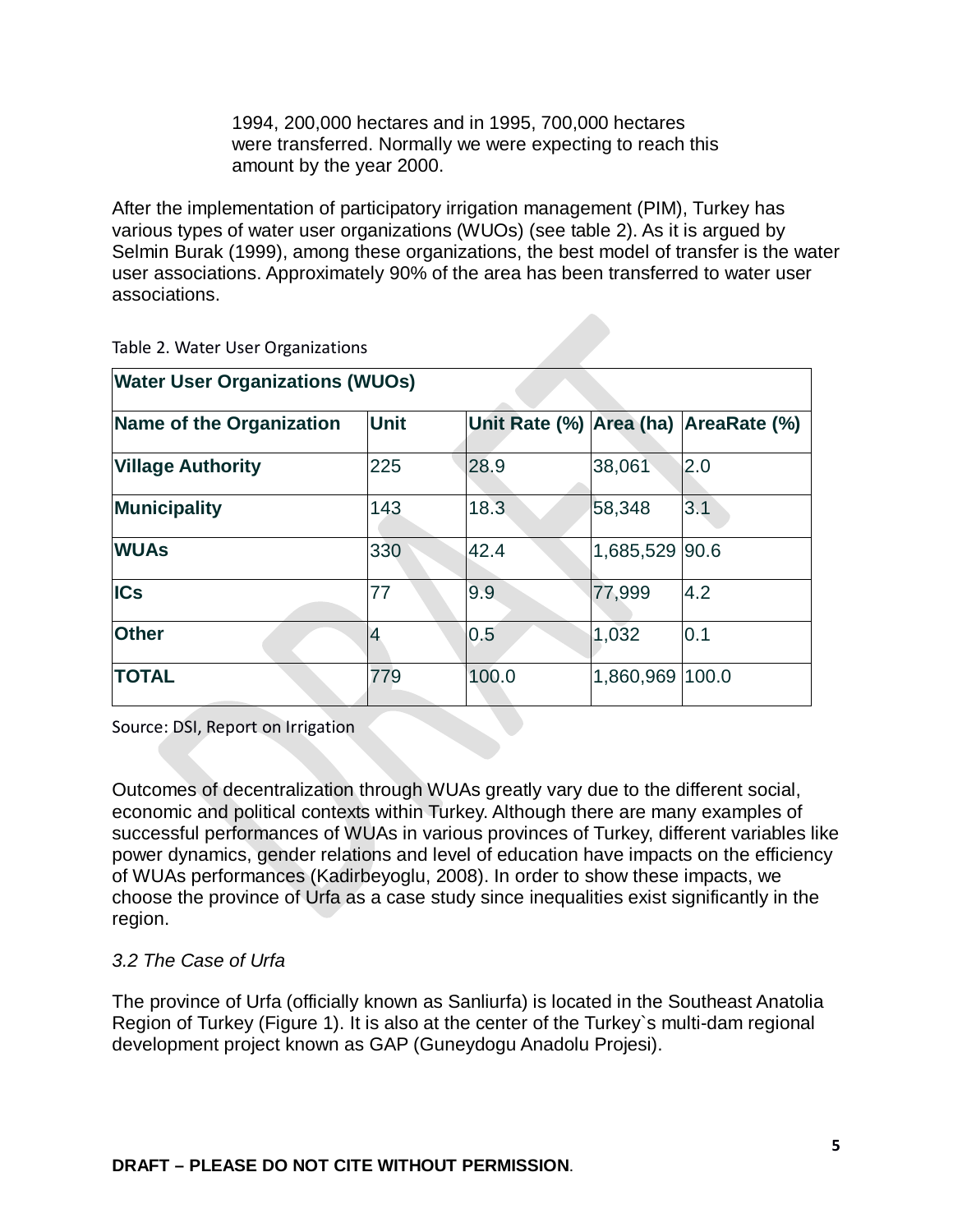1994, 200,000 hectares and in 1995, 700,000 hectares were transferred. Normally we were expecting to reach this amount by the year 2000.

After the implementation of participatory irrigation management (PIM), Turkey has various types of water user organizations (WUOs) (see table 2). As it is argued by Selmin Burak (1999), among these organizations, the best model of transfer is the water user associations. Approximately 90% of the area has been transferred to water user associations.

Table 2. Water User Organizations

| **Water User Organizations (WUOs)** | | | | |
|---|---|---|---|---|
| **Name of the Organization** | **Unit** | **Unit Rate (%)** | **Area (ha)** | **AreaRate (%)** |
| **Village Authority** | 225 | 28.9 | 38,061 | 2.0 |
| **Municipality** | 143 | 18.3 | 58,348 | 3.1 |
| **WUAs** | 330 | 42.4 | 1,685,529 | 90.6 |
| **ICs** | 77 | 9.9 | 77,999 | 4.2 |
| **Other** | 4 | 0.5 | 1,032 | 0.1 |
| **TOTAL** | 779 | 100.0 | 1,860,969 | 100.0 |

Source: DSI, Report on Irrigation

Outcomes of decentralization through WUAs greatly vary due to the different social, economic and political contexts within Turkey. Although there are many examples of successful performances of WUAs in various provinces of Turkey, different variables like power dynamics, gender relations and level of education have impacts on the efficiency of WUAs performances (Kadirbeyoglu, 2008). In order to show these impacts, we choose the province of Urfa as a case study since inequalities exist significantly in the region.

### *3.2 The Case of Urfa*

The province of Urfa (officially known as Sanliurfa) is located in the Southeast Anatolia Region of Turkey (Figure 1). It is also at the center of the Turkey`s multi-dam regional development project known as GAP (Guneydogu Anadolu Projesi).

**DRAFT – PLEASE DO NOT CITE WITHOUT PERMISSION**.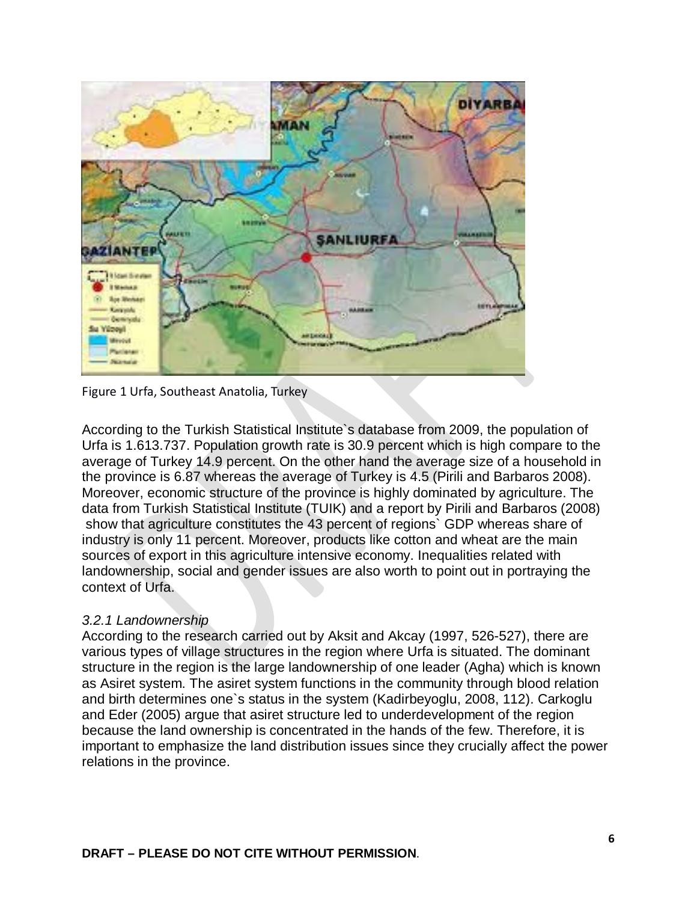Figure 1 Urfa, Southeast Anatolia, Turkey

According to the Turkish Statistical Institute`s database from 2009, the population of Urfa is 1.613.737. Population growth rate is 30.9 percent which is high compare to the average of Turkey 14.9 percent. On the other hand the average size of a household in the province is 6.87 whereas the average of Turkey is 4.5 (Pirili and Barbaros 2008). Moreover, economic structure of the province is highly dominated by agriculture. The data from Turkish Statistical Institute (TUIK) and a report by Pirili and Barbaros (2008) show that agriculture constitutes the 43 percent of regions` GDP whereas share of industry is only 11 percent. Moreover, products like cotton and wheat are the main sources of export in this agriculture intensive economy. Inequalities related with landownership, social and gender issues are also worth to point out in portraying the context of Urfa.

*3.2.1 Landownership*

According to the research carried out by Aksit and Akcay (1997, 526-527), there are various types of village structures in the region where Urfa is situated. The dominant structure in the region is the large landownership of one leader (Agha) which is known as Asiret system. The asiret system functions in the community through blood relation and birth determines one`s status in the system (Kadirbeyoglu, 2008, 112). Carkoglu and Eder (2005) argue that asiret structure led to underdevelopment of the region because the land ownership is concentrated in the hands of the few. Therefore, it is important to emphasize the land distribution issues since they crucially affect the power relations in the province.

**DRAFT – PLEASE DO NOT CITE WITHOUT PERMISSION**.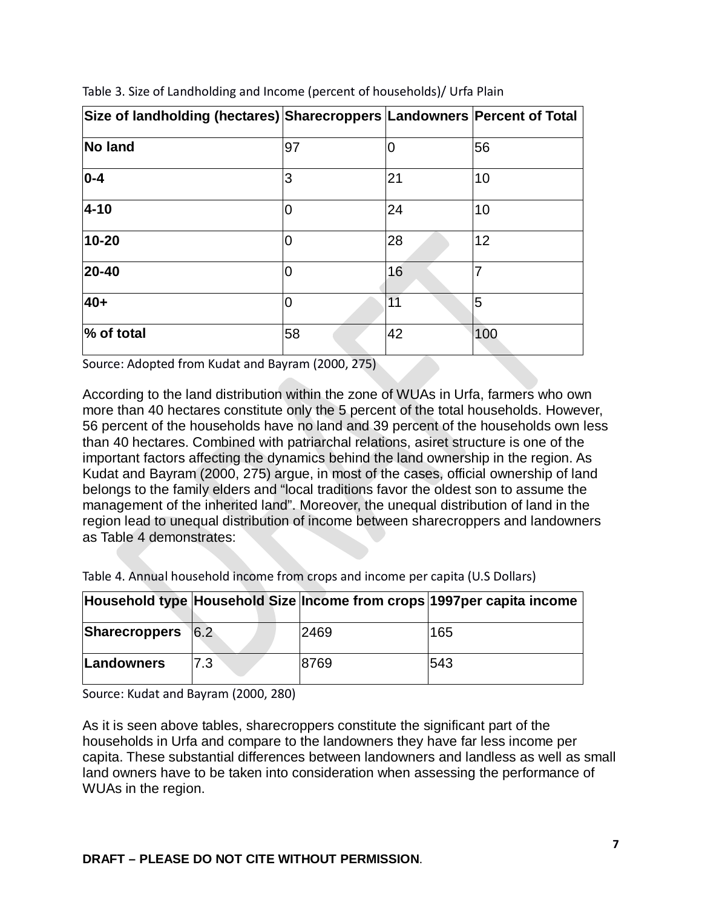Table 3. Size of Landholding and Income (percent of households)/ Urfa Plain

| Size of landholding (hectares) | Sharecroppers | Landowners | Percent of Total |
|---|---|---|---|
| **No land** | 97 | 0 | 56 |
| **0-4** | 3 | 21 | 10 |
| **4-10** | 0 | 24 | 10 |
| **10-20** | 0 | 28 | 12 |
| **20-40** | 0 | 16 | 7 |
| **40+** | 0 | 11 | 5 |
| **% of total** | 58 | 42 | 100 |

Source: Adopted from Kudat and Bayram (2000, 275)

According to the land distribution within the zone of WUAs in Urfa, farmers who own more than 40 hectares constitute only the 5 percent of the total households. However, 56 percent of the households have no land and 39 percent of the households own less than 40 hectares. Combined with patriarchal relations, asiret structure is one of the important factors affecting the dynamics behind the land ownership in the region. As Kudat and Bayram (2000, 275) argue, in most of the cases, official ownership of land belongs to the family elders and "local traditions favor the oldest son to assume the management of the inherited land". Moreover, the unequal distribution of land in the region lead to unequal distribution of income between sharecroppers and landowners as Table 4 demonstrates:

Table 4. Annual household income from crops and income per capita (U.S Dollars)

| Household type | Household Size | Income from crops | 1997per capita income |
|---|---|---|---|
| **Sharecroppers** | 6.2 | 2469 | 165 |
| **Landowners** | 7.3 | 8769 | 543 |

Source: Kudat and Bayram (2000, 280)

As it is seen above tables, sharecroppers constitute the significant part of the households in Urfa and compare to the landowners they have far less income per capita. These substantial differences between landowners and landless as well as small land owners have to be taken into consideration when assessing the performance of WUAs in the region.

**DRAFT – PLEASE DO NOT CITE WITHOUT PERMISSION**.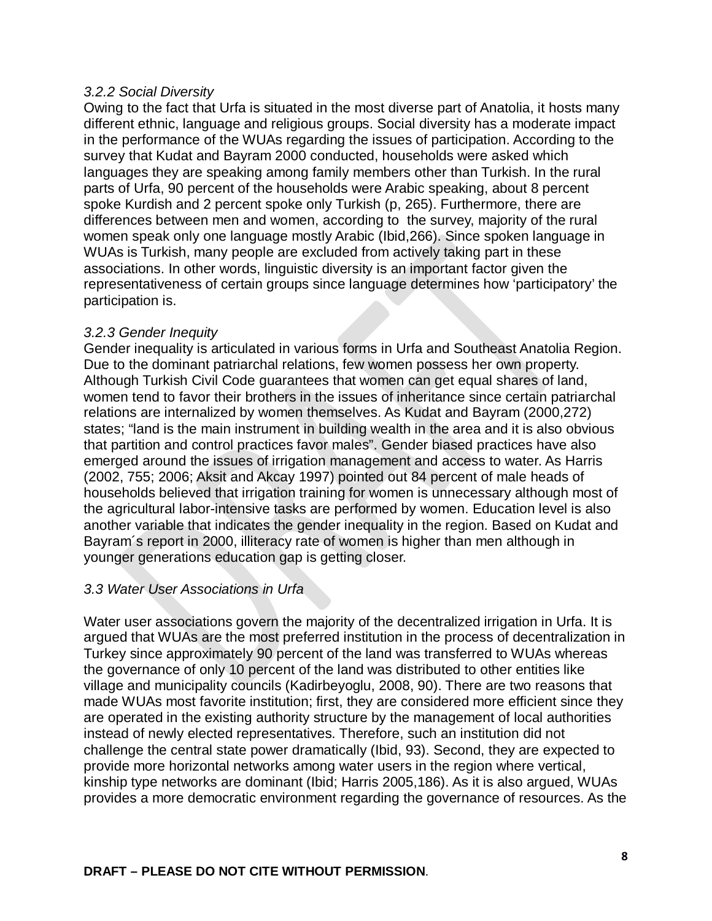*3.2.2 Social Diversity*

Owing to the fact that Urfa is situated in the most diverse part of Anatolia, it hosts many different ethnic, language and religious groups. Social diversity has a moderate impact in the performance of the WUAs regarding the issues of participation. According to the survey that Kudat and Bayram 2000 conducted, households were asked which languages they are speaking among family members other than Turkish. In the rural parts of Urfa, 90 percent of the households were Arabic speaking, about 8 percent spoke Kurdish and 2 percent spoke only Turkish (p, 265). Furthermore, there are differences between men and women, according to the survey, majority of the rural women speak only one language mostly Arabic (Ibid,266). Since spoken language in WUAs is Turkish, many people are excluded from actively taking part in these associations. In other words, linguistic diversity is an important factor given the representativeness of certain groups since language determines how 'participatory' the participation is.

*3.2.3 Gender Inequity*

Gender inequality is articulated in various forms in Urfa and Southeast Anatolia Region. Due to the dominant patriarchal relations, few women possess her own property. Although Turkish Civil Code guarantees that women can get equal shares of land, women tend to favor their brothers in the issues of inheritance since certain patriarchal relations are internalized by women themselves. As Kudat and Bayram (2000,272) states; "land is the main instrument in building wealth in the area and it is also obvious that partition and control practices favor males". Gender biased practices have also emerged around the issues of irrigation management and access to water. As Harris (2002, 755; 2006; Aksit and Akcay 1997) pointed out 84 percent of male heads of households believed that irrigation training for women is unnecessary although most of the agricultural labor-intensive tasks are performed by women. Education level is also another variable that indicates the gender inequality in the region. Based on Kudat and Bayram´s report in 2000, illiteracy rate of women is higher than men although in younger generations education gap is getting closer.

*3.3 Water User Associations in Urfa*

Water user associations govern the majority of the decentralized irrigation in Urfa. It is argued that WUAs are the most preferred institution in the process of decentralization in Turkey since approximately 90 percent of the land was transferred to WUAs whereas the governance of only 10 percent of the land was distributed to other entities like village and municipality councils (Kadirbeyoglu, 2008, 90). There are two reasons that made WUAs most favorite institution; first, they are considered more efficient since they are operated in the existing authority structure by the management of local authorities instead of newly elected representatives. Therefore, such an institution did not challenge the central state power dramatically (Ibid, 93). Second, they are expected to provide more horizontal networks among water users in the region where vertical, kinship type networks are dominant (Ibid; Harris 2005,186). As it is also argued, WUAs provides a more democratic environment regarding the governance of resources. As the

**DRAFT – PLEASE DO NOT CITE WITHOUT PERMISSION**.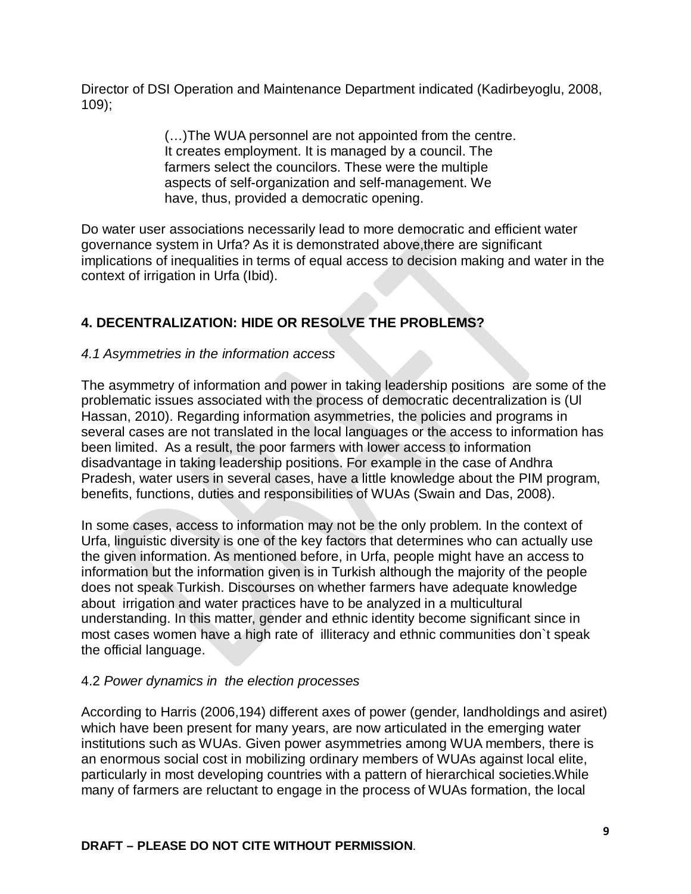Director of DSI Operation and Maintenance Department indicated (Kadirbeyoglu, 2008, 109);

> (…)The WUA personnel are not appointed from the centre. It creates employment. It is managed by a council. The farmers select the councilors. These were the multiple aspects of self-organization and self-management. We have, thus, provided a democratic opening.

Do water user associations necessarily lead to more democratic and efficient water governance system in Urfa? As it is demonstrated above,there are significant implications of inequalities in terms of equal access to decision making and water in the context of irrigation in Urfa (Ibid).

## 4. DECENTRALIZATION: HIDE OR RESOLVE THE PROBLEMS?

### *4.1 Asymmetries in the information access*

The asymmetry of information and power in taking leadership positions are some of the problematic issues associated with the process of democratic decentralization is (Ul Hassan, 2010). Regarding information asymmetries, the policies and programs in several cases are not translated in the local languages or the access to information has been limited. As a result, the poor farmers with lower access to information disadvantage in taking leadership positions. For example in the case of Andhra Pradesh, water users in several cases, have a little knowledge about the PIM program, benefits, functions, duties and responsibilities of WUAs (Swain and Das, 2008).

In some cases, access to information may not be the only problem. In the context of Urfa, linguistic diversity is one of the key factors that determines who can actually use the given information. As mentioned before, in Urfa, people might have an access to information but the information given is in Turkish although the majority of the people does not speak Turkish. Discourses on whether farmers have adequate knowledge about irrigation and water practices have to be analyzed in a multicultural understanding. In this matter, gender and ethnic identity become significant since in most cases women have a high rate of illiteracy and ethnic communities don`t speak the official language.

### 4.2 *Power dynamics in the election processes*

According to Harris (2006,194) different axes of power (gender, landholdings and asiret) which have been present for many years, are now articulated in the emerging water institutions such as WUAs. Given power asymmetries among WUA members, there is an enormous social cost in mobilizing ordinary members of WUAs against local elite, particularly in most developing countries with a pattern of hierarchical societies.While many of farmers are reluctant to engage in the process of WUAs formation, the local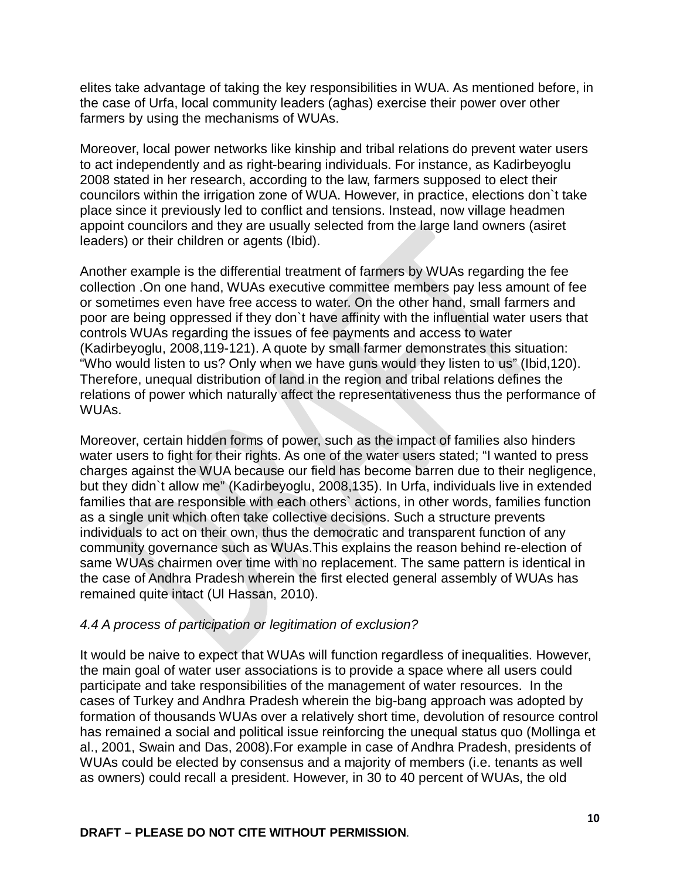elites take advantage of taking the key responsibilities in WUA. As mentioned before, in the case of Urfa, local community leaders (aghas) exercise their power over other farmers by using the mechanisms of WUAs.

Moreover, local power networks like kinship and tribal relations do prevent water users to act independently and as right-bearing individuals. For instance, as Kadirbeyoglu 2008 stated in her research, according to the law, farmers supposed to elect their councilors within the irrigation zone of WUA. However, in practice, elections don`t take place since it previously led to conflict and tensions. Instead, now village headmen appoint councilors and they are usually selected from the large land owners (asiret leaders) or their children or agents (Ibid).

Another example is the differential treatment of farmers by WUAs regarding the fee collection .On one hand, WUAs executive committee members pay less amount of fee or sometimes even have free access to water. On the other hand, small farmers and poor are being oppressed if they don`t have affinity with the influential water users that controls WUAs regarding the issues of fee payments and access to water (Kadirbeyoglu, 2008,119-121). A quote by small farmer demonstrates this situation: "Who would listen to us? Only when we have guns would they listen to us" (Ibid,120). Therefore, unequal distribution of land in the region and tribal relations defines the relations of power which naturally affect the representativeness thus the performance of WUAs.

Moreover, certain hidden forms of power, such as the impact of families also hinders water users to fight for their rights. As one of the water users stated; "I wanted to press charges against the WUA because our field has become barren due to their negligence, but they didn`t allow me" (Kadirbeyoglu, 2008,135). In Urfa, individuals live in extended families that are responsible with each others` actions, in other words, families function as a single unit which often take collective decisions. Such a structure prevents individuals to act on their own, thus the democratic and transparent function of any community governance such as WUAs.This explains the reason behind re-election of same WUAs chairmen over time with no replacement. The same pattern is identical in the case of Andhra Pradesh wherein the first elected general assembly of WUAs has remained quite intact (Ul Hassan, 2010).

### *4.4 A process of participation or legitimation of exclusion?*

It would be naive to expect that WUAs will function regardless of inequalities. However, the main goal of water user associations is to provide a space where all users could participate and take responsibilities of the management of water resources. In the cases of Turkey and Andhra Pradesh wherein the big-bang approach was adopted by formation of thousands WUAs over a relatively short time, devolution of resource control has remained a social and political issue reinforcing the unequal status quo (Mollinga et al., 2001, Swain and Das, 2008).For example in case of Andhra Pradesh, presidents of WUAs could be elected by consensus and a majority of members (i.e. tenants as well as owners) could recall a president. However, in 30 to 40 percent of WUAs, the old

**DRAFT – PLEASE DO NOT CITE WITHOUT PERMISSION**.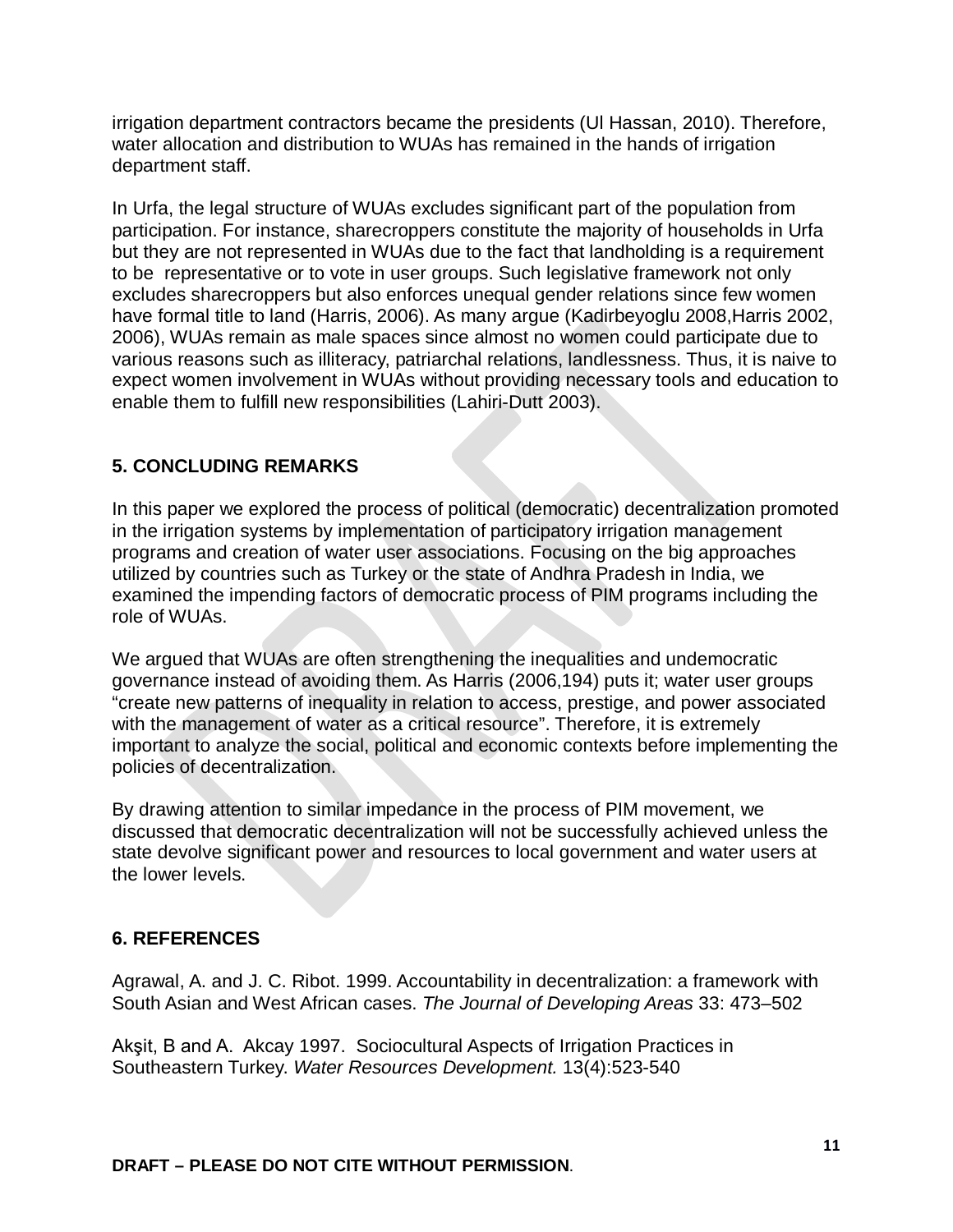irrigation department contractors became the presidents (Ul Hassan, 2010). Therefore, water allocation and distribution to WUAs has remained in the hands of irrigation department staff.

In Urfa, the legal structure of WUAs excludes significant part of the population from participation. For instance, sharecroppers constitute the majority of households in Urfa but they are not represented in WUAs due to the fact that landholding is a requirement to be representative or to vote in user groups. Such legislative framework not only excludes sharecroppers but also enforces unequal gender relations since few women have formal title to land (Harris, 2006). As many argue (Kadirbeyoglu 2008,Harris 2002, 2006), WUAs remain as male spaces since almost no women could participate due to various reasons such as illiteracy, patriarchal relations, landlessness. Thus, it is naive to expect women involvement in WUAs without providing necessary tools and education to enable them to fulfill new responsibilities (Lahiri-Dutt 2003).

## 5. CONCLUDING REMARKS

In this paper we explored the process of political (democratic) decentralization promoted in the irrigation systems by implementation of participatory irrigation management programs and creation of water user associations. Focusing on the big approaches utilized by countries such as Turkey or the state of Andhra Pradesh in India, we examined the impending factors of democratic process of PIM programs including the role of WUAs.

We argued that WUAs are often strengthening the inequalities and undemocratic governance instead of avoiding them. As Harris (2006,194) puts it; water user groups "create new patterns of inequality in relation to access, prestige, and power associated with the management of water as a critical resource". Therefore, it is extremely important to analyze the social, political and economic contexts before implementing the policies of decentralization.

By drawing attention to similar impedance in the process of PIM movement, we discussed that democratic decentralization will not be successfully achieved unless the state devolve significant power and resources to local government and water users at the lower levels.

## 6. REFERENCES

Agrawal, A. and J. C. Ribot. 1999. Accountability in decentralization: a framework with South Asian and West African cases. *The Journal of Developing Areas* 33: 473–502

Akşit, B and A. Akcay 1997. Sociocultural Aspects of Irrigation Practices in Southeastern Turkey. *Water Resources Development.* 13(4):523-540

**DRAFT – PLEASE DO NOT CITE WITHOUT PERMISSION**.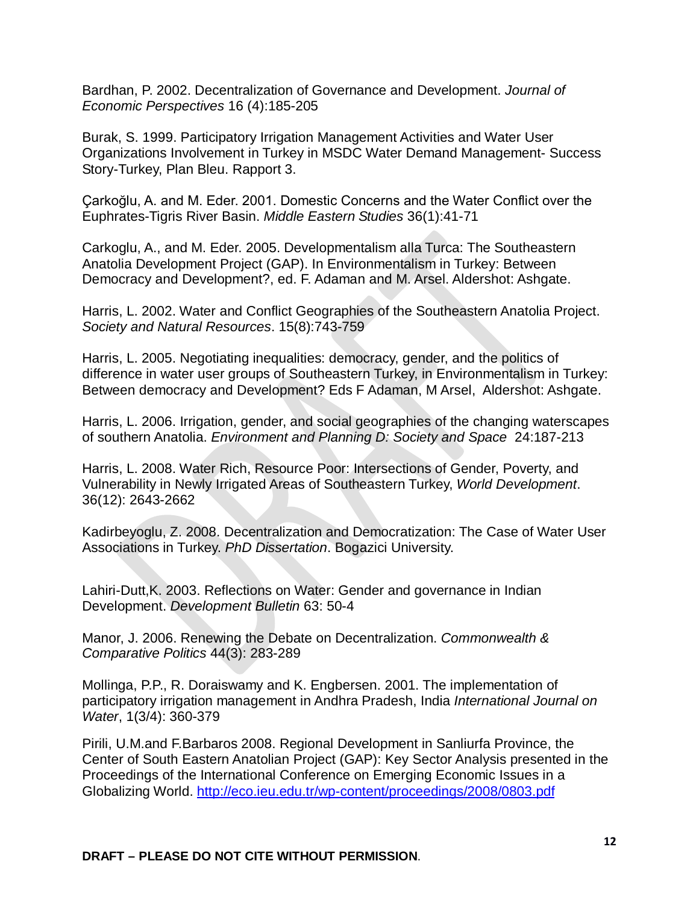Bardhan, P. 2002. Decentralization of Governance and Development. *Journal of Economic Perspectives* 16 (4):185-205

Burak, S. 1999. Participatory Irrigation Management Activities and Water User Organizations Involvement in Turkey in MSDC Water Demand Management- Success Story-Turkey, Plan Bleu. Rapport 3.

Çarkoğlu, A. and M. Eder. 2001. Domestic Concerns and the Water Conflict over the Euphrates-Tigris River Basin. *Middle Eastern Studies* 36(1):41-71

Carkoglu, A., and M. Eder. 2005. Developmentalism alla Turca: The Southeastern Anatolia Development Project (GAP). In Environmentalism in Turkey: Between Democracy and Development?, ed. F. Adaman and M. Arsel. Aldershot: Ashgate.

Harris, L. 2002. Water and Conflict Geographies of the Southeastern Anatolia Project. *Society and Natural Resources*. 15(8):743-759

Harris, L. 2005. Negotiating inequalities: democracy, gender, and the politics of difference in water user groups of Southeastern Turkey, in Environmentalism in Turkey: Between democracy and Development? Eds F Adaman, M Arsel, Aldershot: Ashgate.

Harris, L. 2006. Irrigation, gender, and social geographies of the changing waterscapes of southern Anatolia. *Environment and Planning D: Society and Space* 24:187-213

Harris, L. 2008. Water Rich, Resource Poor: Intersections of Gender, Poverty, and Vulnerability in Newly Irrigated Areas of Southeastern Turkey, *World Development*. 36(12): 2643-2662

Kadirbeyoglu, Z. 2008. Decentralization and Democratization: The Case of Water User Associations in Turkey. *PhD Dissertation*. Bogazici University.

Lahiri-Dutt,K. 2003. Reflections on Water: Gender and governance in Indian Development. *Development Bulletin* 63: 50-4

Manor, J. 2006. Renewing the Debate on Decentralization. *Commonwealth & Comparative Politics* 44(3): 283-289

Mollinga, P.P., R. Doraiswamy and K. Engbersen. 2001. The implementation of participatory irrigation management in Andhra Pradesh, India *International Journal on Water*, 1(3/4): 360-379

Pirili, U.M.and F.Barbaros 2008. Regional Development in Sanliurfa Province, the Center of South Eastern Anatolian Project (GAP): Key Sector Analysis presented in the Proceedings of the International Conference on Emerging Economic Issues in a Globalizing World. http://eco.ieu.edu.tr/wp-content/proceedings/2008/0803.pdf

**DRAFT – PLEASE DO NOT CITE WITHOUT PERMISSION**.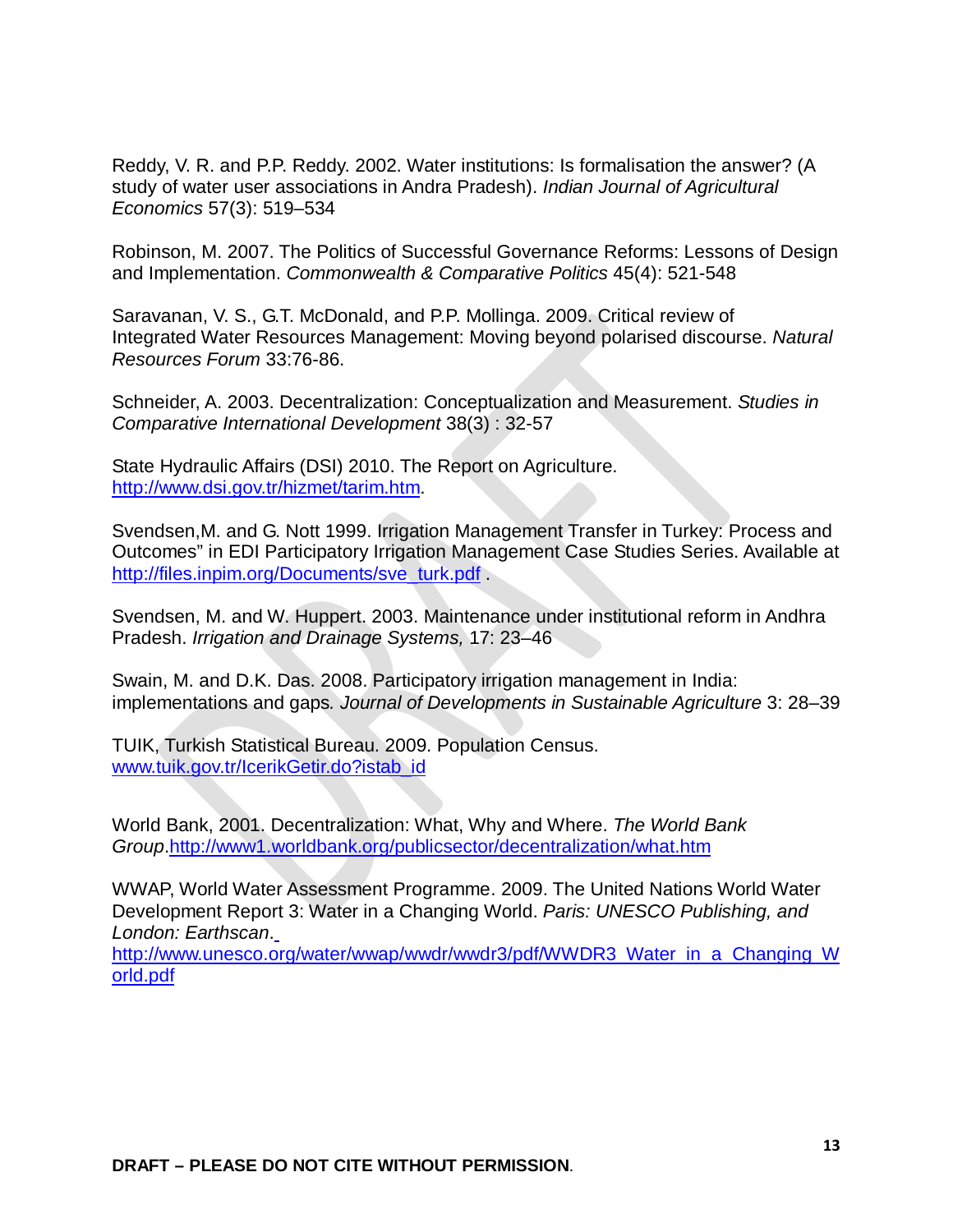Reddy, V. R. and P.P. Reddy. 2002. Water institutions: Is formalisation the answer? (A study of water user associations in Andra Pradesh). *Indian Journal of Agricultural Economics* 57(3): 519–534

Robinson, M. 2007. The Politics of Successful Governance Reforms: Lessons of Design and Implementation. *Commonwealth & Comparative Politics* 45(4): 521-548

Saravanan, V. S., G.T. McDonald, and P.P. Mollinga. 2009. Critical review of Integrated Water Resources Management: Moving beyond polarised discourse. *Natural Resources Forum* 33:76-86.

Schneider, A. 2003. Decentralization: Conceptualization and Measurement. *Studies in Comparative International Development* 38(3) : 32-57

State Hydraulic Affairs (DSI) 2010. The Report on Agriculture. http://www.dsi.gov.tr/hizmet/tarim.htm.

Svendsen,M. and G. Nott 1999. Irrigation Management Transfer in Turkey: Process and Outcomes" in EDI Participatory Irrigation Management Case Studies Series. Available at http://files.inpim.org/Documents/sve_turk.pdf .

Svendsen, M. and W. Huppert. 2003. Maintenance under institutional reform in Andhra Pradesh. *Irrigation and Drainage Systems,* 17: 23–46

Swain, M. and D.K. Das. 2008. Participatory irrigation management in India: implementations and gaps*. Journal of Developments in Sustainable Agriculture* 3: 28–39

TUIK, Turkish Statistical Bureau. 2009. Population Census. www.tuik.gov.tr/IcerikGetir.do?istab_id

World Bank, 2001. Decentralization: What, Why and Where. *The World Bank Group*.http://www1.worldbank.org/publicsector/decentralization/what.htm

WWAP, World Water Assessment Programme. 2009. The United Nations World Water Development Report 3: Water in a Changing World. *Paris: UNESCO Publishing, and London: Earthscan*. http://www.unesco.org/water/wwap/wwdr/wwdr3/pdf/WWDR3_Water_in_a_Changing_World.pdf

**DRAFT – PLEASE DO NOT CITE WITHOUT PERMISSION**.